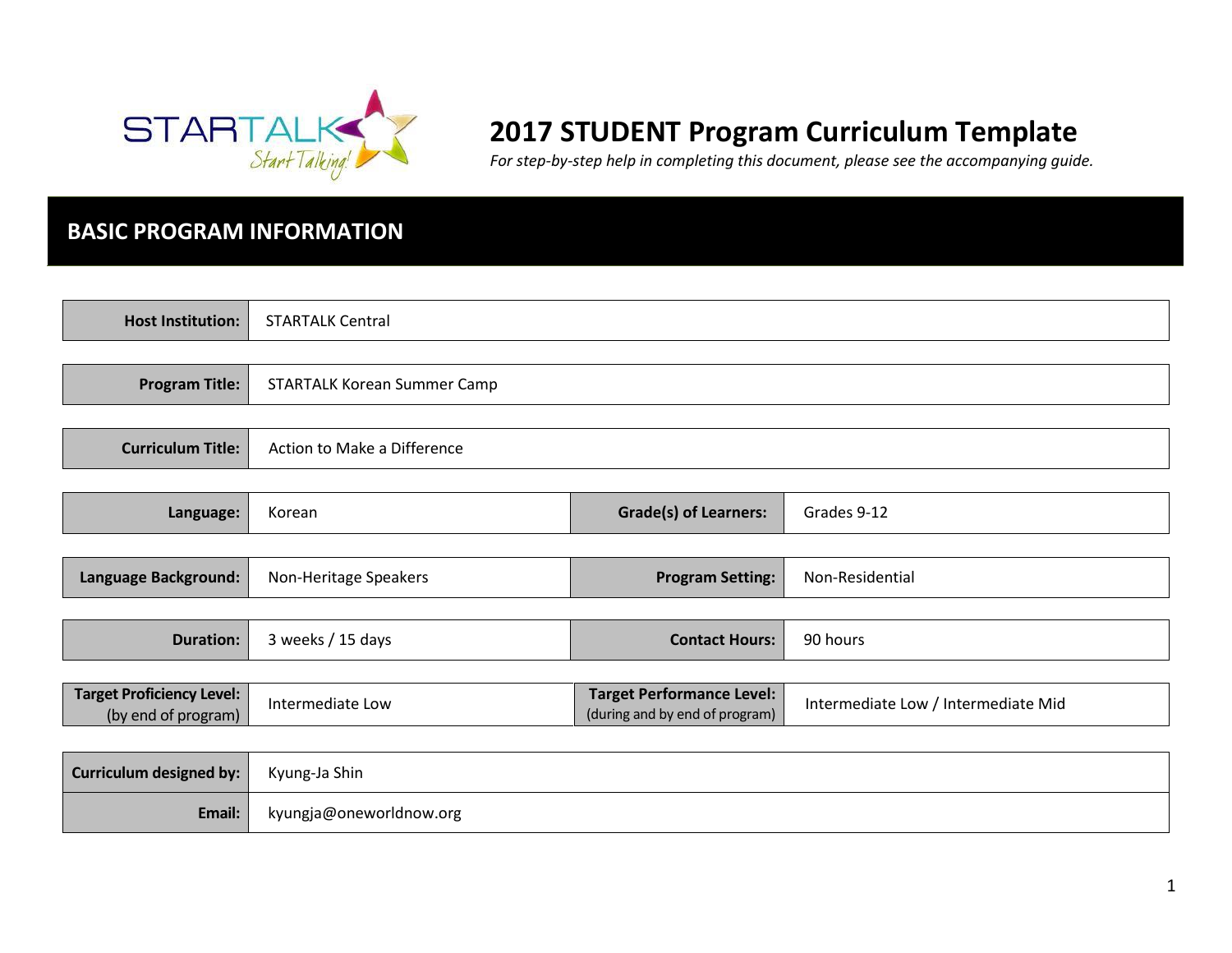# 2017 STUDENT Program Curriculum Template

*For step-by-step help in completing this document, please see the accompanying guide.*

## BASIC PROGRAM INFORMATION

| | |
|---|---|
| **Host Institution:** | STARTALK Central |
| **Program Title:** | STARTALK Korean Summer Camp |
| **Curriculum Title:** | Action to Make a Difference |

| | | | |
|---|---|---|---|
| **Language:** | Korean | **Grade(s) of Learners:** | Grades 9-12 |
| **Language Background:** | Non-Heritage Speakers | **Program Setting:** | Non-Residential |
| **Duration:** | 3 weeks / 15 days | **Contact Hours:** | 90 hours |
| **Target Proficiency Level:** (by end of program) | Intermediate Low | **Target Performance Level:** (during and by end of program) | Intermediate Low / Intermediate Mid |

| | |
|---|---|
| **Curriculum designed by:** | Kyung-Ja Shin |
| **Email:** | kyungja@oneworldnow.org |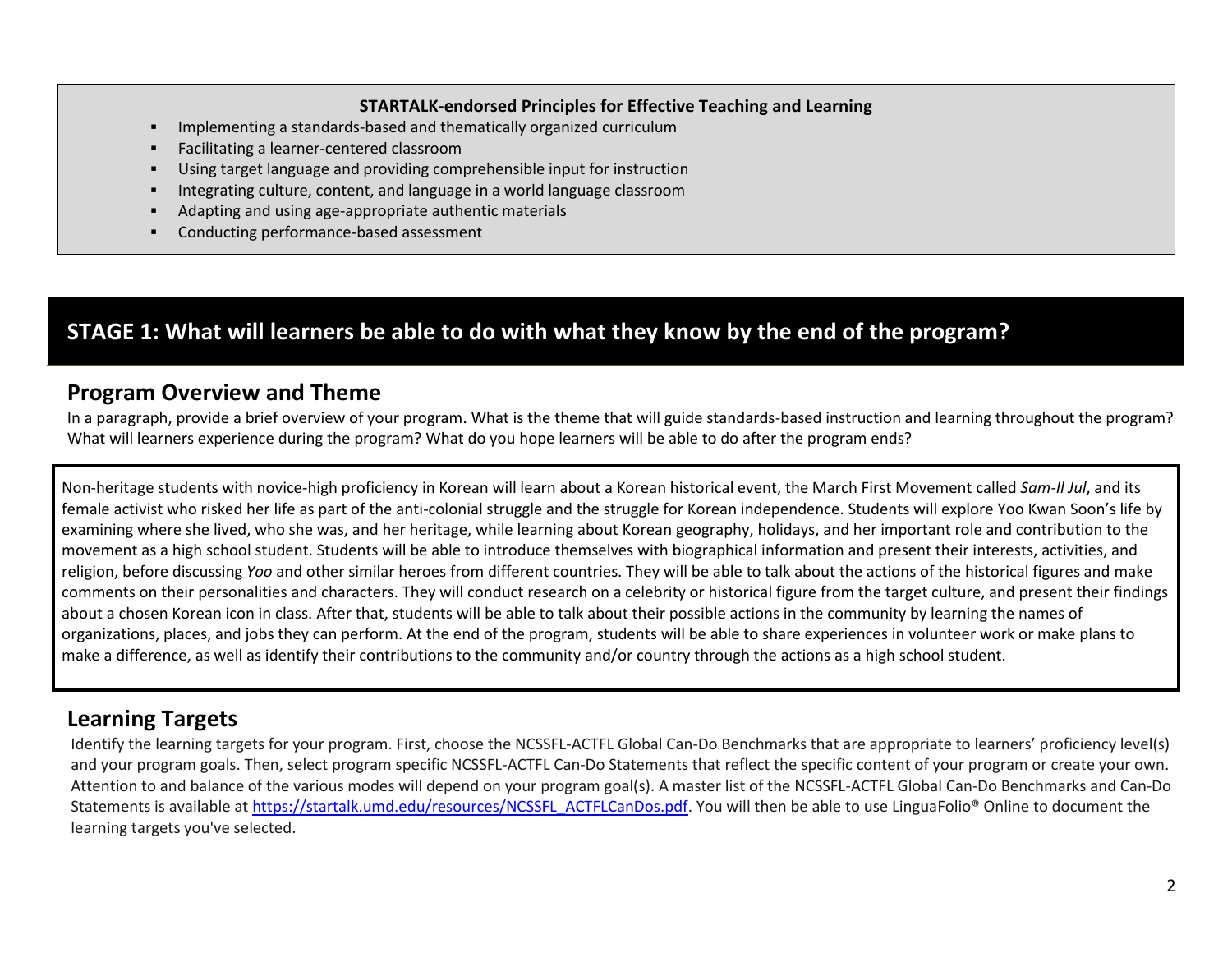**STARTALK-endorsed Principles for Effective Teaching and Learning**

- Implementing a standards-based and thematically organized curriculum
- Facilitating a learner-centered classroom
- Using target language and providing comprehensible input for instruction
- Integrating culture, content, and language in a world language classroom
- Adapting and using age-appropriate authentic materials
- Conducting performance-based assessment

# STAGE 1: What will learners be able to do with what they know by the end of the program?

## Program Overview and Theme

In a paragraph, provide a brief overview of your program. What is the theme that will guide standards-based instruction and learning throughout the program? What will learners experience during the program? What do you hope learners will be able to do after the program ends?

Non-heritage students with novice-high proficiency in Korean will learn about a Korean historical event, the March First Movement called *Sam-Il Jul*, and its female activist who risked her life as part of the anti-colonial struggle and the struggle for Korean independence. Students will explore Yoo Kwan Soon's life by examining where she lived, who she was, and her heritage, while learning about Korean geography, holidays, and her important role and contribution to the movement as a high school student. Students will be able to introduce themselves with biographical information and present their interests, activities, and religion, before discussing *Yoo* and other similar heroes from different countries. They will be able to talk about the actions of the historical figures and make comments on their personalities and characters. They will conduct research on a celebrity or historical figure from the target culture, and present their findings about a chosen Korean icon in class. After that, students will be able to talk about their possible actions in the community by learning the names of organizations, places, and jobs they can perform. At the end of the program, students will be able to share experiences in volunteer work or make plans to make a difference, as well as identify their contributions to the community and/or country through the actions as a high school student.

## Learning Targets

Identify the learning targets for your program. First, choose the NCSSFL-ACTFL Global Can-Do Benchmarks that are appropriate to learners' proficiency level(s) and your program goals. Then, select program specific NCSSFL-ACTFL Can-Do Statements that reflect the specific content of your program or create your own. Attention to and balance of the various modes will depend on your program goal(s). A master list of the NCSSFL-ACTFL Global Can-Do Benchmarks and Can-Do Statements is available at https://startalk.umd.edu/resources/NCSSFL_ACTFLCanDos.pdf. You will then be able to use LinguaFolio® Online to document the learning targets you've selected.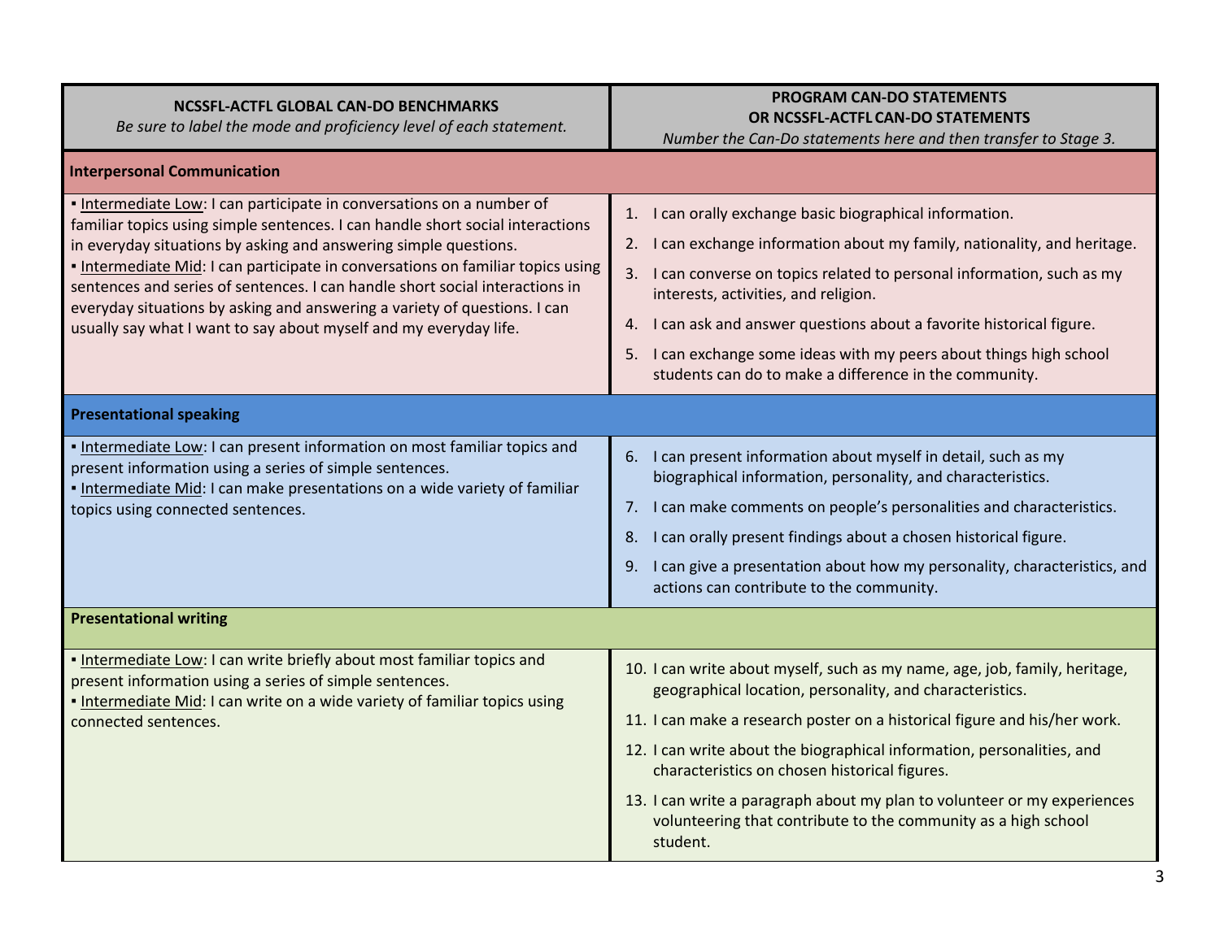| **NCSSFL-ACTFL GLOBAL CAN-DO BENCHMARKS**<br>*Be sure to label the mode and proficiency level of each statement.* | **PROGRAM CAN-DO STATEMENTS OR NCSSFL-ACTFL CAN-DO STATEMENTS**<br>*Number the Can-Do statements here and then transfer to Stage 3.* |
|---|---|
| **Interpersonal Communication** | |
| ▪ Intermediate Low: I can participate in conversations on a number of familiar topics using simple sentences. I can handle short social interactions in everyday situations by asking and answering simple questions.<br>▪ Intermediate Mid: I can participate in conversations on familiar topics using sentences and series of sentences. I can handle short social interactions in everyday situations by asking and answering a variety of questions. I can usually say what I want to say about myself and my everyday life. | 1. I can orally exchange basic biographical information.<br>2. I can exchange information about my family, nationality, and heritage.<br>3. I can converse on topics related to personal information, such as my interests, activities, and religion.<br>4. I can ask and answer questions about a favorite historical figure.<br>5. I can exchange some ideas with my peers about things high school students can do to make a difference in the community. |
| **Presentational speaking** | |
| ▪ Intermediate Low: I can present information on most familiar topics and present information using a series of simple sentences.<br>▪ Intermediate Mid: I can make presentations on a wide variety of familiar topics using connected sentences. | 6. I can present information about myself in detail, such as my biographical information, personality, and characteristics.<br>7. I can make comments on people's personalities and characteristics.<br>8. I can orally present findings about a chosen historical figure.<br>9. I can give a presentation about how my personality, characteristics, and actions can contribute to the community. |
| **Presentational writing** | |
| ▪ Intermediate Low: I can write briefly about most familiar topics and present information using a series of simple sentences.<br>▪ Intermediate Mid: I can write on a wide variety of familiar topics using connected sentences. | 10. I can write about myself, such as my name, age, job, family, heritage, geographical location, personality, and characteristics.<br>11. I can make a research poster on a historical figure and his/her work.<br>12. I can write about the biographical information, personalities, and characteristics on chosen historical figures.<br>13. I can write a paragraph about my plan to volunteer or my experiences volunteering that contribute to the community as a high school student. |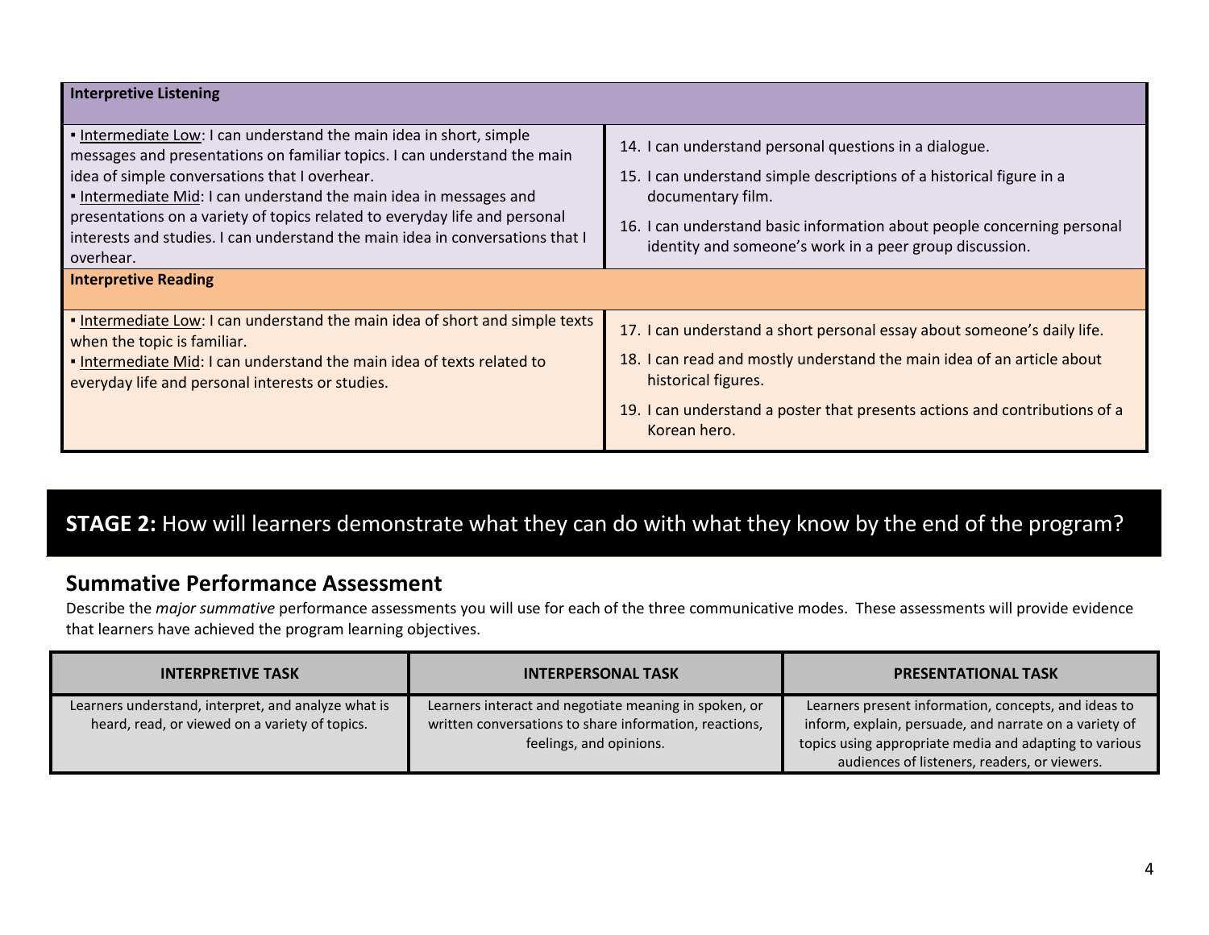| **Interpretive Listening** | |
|---|---|
| ▪ Intermediate Low: I can understand the main idea in short, simple messages and presentations on familiar topics. I can understand the main idea of simple conversations that I overhear.<br>▪ Intermediate Mid: I can understand the main idea in messages and presentations on a variety of topics related to everyday life and personal interests and studies. I can understand the main idea in conversations that I overhear. | 14. I can understand personal questions in a dialogue.<br>15. I can understand simple descriptions of a historical figure in a documentary film.<br>16. I can understand basic information about people concerning personal identity and someone's work in a peer group discussion. |
| **Interpretive Reading** | |
| ▪ Intermediate Low: I can understand the main idea of short and simple texts when the topic is familiar.<br>▪ Intermediate Mid: I can understand the main idea of texts related to everyday life and personal interests or studies. | 17. I can understand a short personal essay about someone's daily life.<br>18. I can read and mostly understand the main idea of an article about historical figures.<br>19. I can understand a poster that presents actions and contributions of a Korean hero. |

## **STAGE 2:** How will learners demonstrate what they can do with what they know by the end of the program?

### Summative Performance Assessment

Describe the *major summative* performance assessments you will use for each of the three communicative modes. These assessments will provide evidence that learners have achieved the program learning objectives.

| INTERPRETIVE TASK | INTERPERSONAL TASK | PRESENTATIONAL TASK |
|---|---|---|
| Learners understand, interpret, and analyze what is heard, read, or viewed on a variety of topics. | Learners interact and negotiate meaning in spoken, or written conversations to share information, reactions, feelings, and opinions. | Learners present information, concepts, and ideas to inform, explain, persuade, and narrate on a variety of topics using appropriate media and adapting to various audiences of listeners, readers, or viewers. |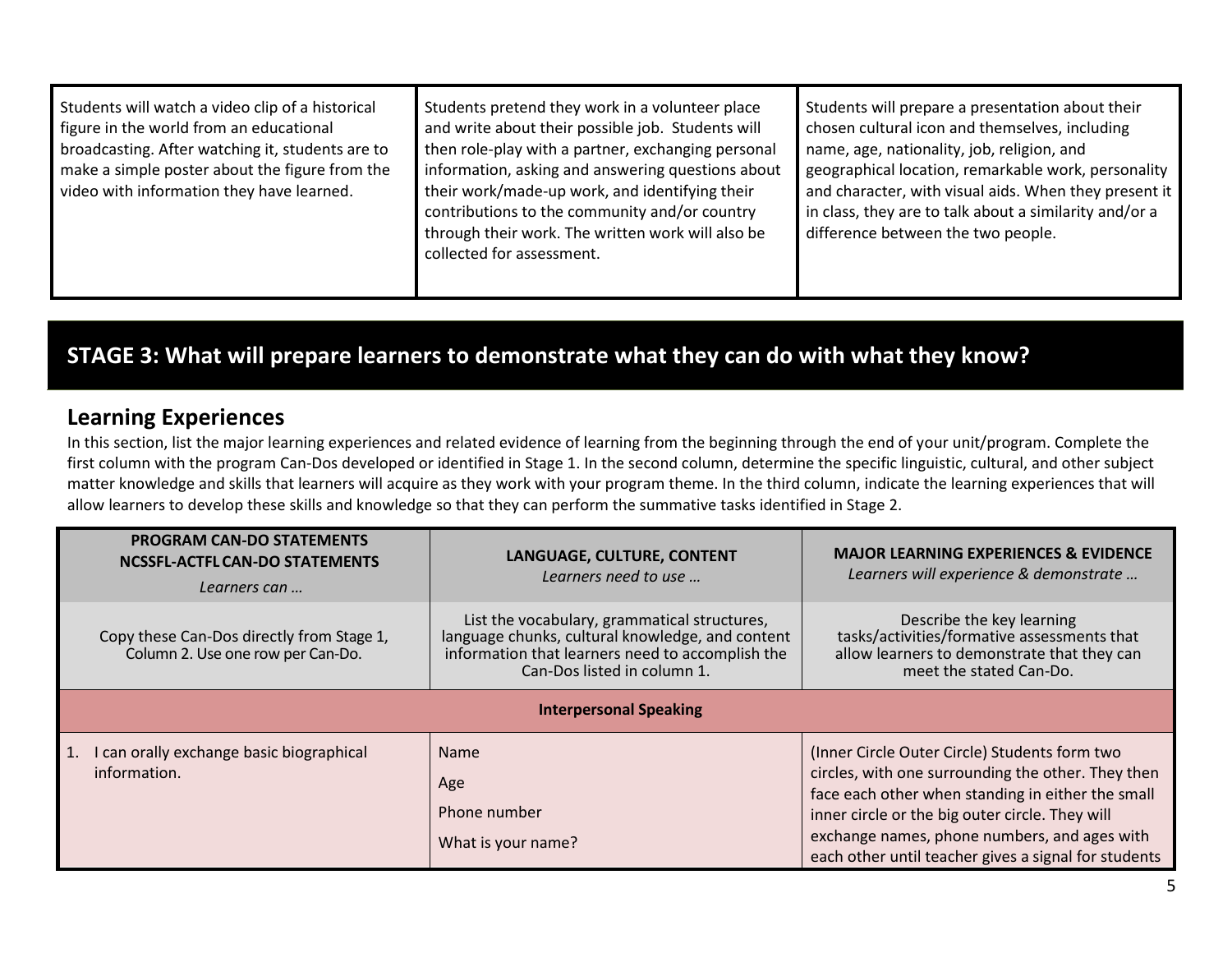| | | |
|---|---|---|
| Students will watch a video clip of a historical figure in the world from an educational broadcasting. After watching it, students are to make a simple poster about the figure from the video with information they have learned. | Students pretend they work in a volunteer place and write about their possible job. Students will then role-play with a partner, exchanging personal information, asking and answering questions about their work/made-up work, and identifying their contributions to the community and/or country through their work. The written work will also be collected for assessment. | Students will prepare a presentation about their chosen cultural icon and themselves, including name, age, nationality, job, religion, and geographical location, remarkable work, personality and character, with visual aids. When they present it in class, they are to talk about a similarity and/or a difference between the two people. |

## STAGE 3: What will prepare learners to demonstrate what they can do with what they know?

### Learning Experiences

In this section, list the major learning experiences and related evidence of learning from the beginning through the end of your unit/program. Complete the first column with the program Can-Dos developed or identified in Stage 1. In the second column, determine the specific linguistic, cultural, and other subject matter knowledge and skills that learners will acquire as they work with your program theme. In the third column, indicate the learning experiences that will allow learners to develop these skills and knowledge so that they can perform the summative tasks identified in Stage 2.

| **PROGRAM CAN-DO STATEMENTS NCSSFL-ACTFL CAN-DO STATEMENTS** *Learners can …* | **LANGUAGE, CULTURE, CONTENT** *Learners need to use …* | **MAJOR LEARNING EXPERIENCES & EVIDENCE** *Learners will experience & demonstrate …* |
|---|---|---|
| Copy these Can-Dos directly from Stage 1, Column 2. Use one row per Can-Do. | List the vocabulary, grammatical structures, language chunks, cultural knowledge, and content information that learners need to accomplish the Can-Dos listed in column 1. | Describe the key learning tasks/activities/formative assessments that allow learners to demonstrate that they can meet the stated Can-Do. |
| **Interpersonal Speaking** | | |
| 1. I can orally exchange basic biographical information. | Name<br>Age<br>Phone number<br>What is your name? | (Inner Circle Outer Circle) Students form two circles, with one surrounding the other. They then face each other when standing in either the small inner circle or the big outer circle. They will exchange names, phone numbers, and ages with each other until teacher gives a signal for students |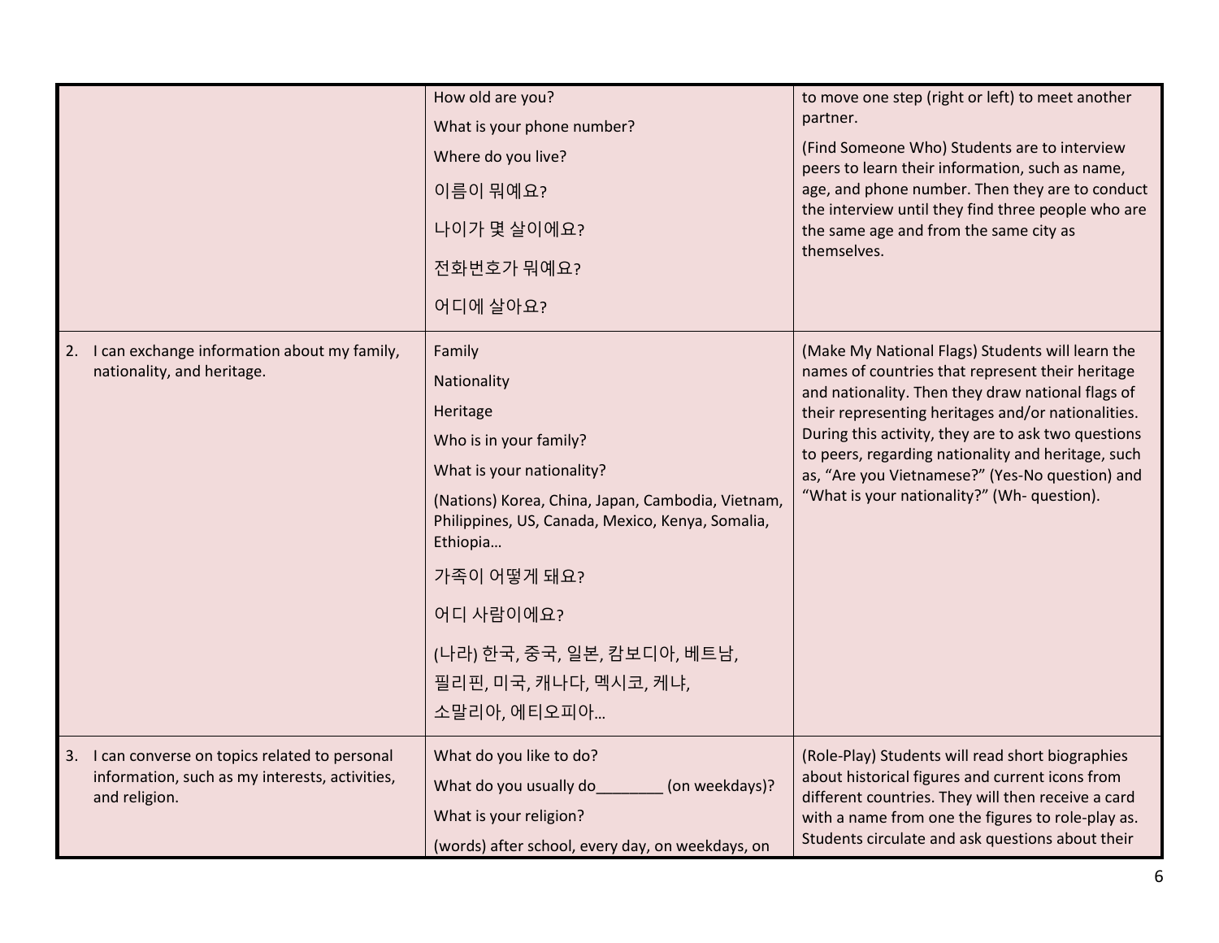| | | |
|---|---|---|
| | How old are you?<br>What is your phone number?<br>Where do you live?<br>이름이 뭐예요?<br>나이가 몇 살이에요?<br>전화번호가 뭐예요?<br>어디에 살아요? | to move one step (right or left) to meet another partner.<br>(Find Someone Who) Students are to interview peers to learn their information, such as name, age, and phone number. Then they are to conduct the interview until they find three people who are the same age and from the same city as themselves. |
| 2. I can exchange information about my family, nationality, and heritage. | Family<br>Nationality<br>Heritage<br>Who is in your family?<br>What is your nationality?<br>(Nations) Korea, China, Japan, Cambodia, Vietnam, Philippines, US, Canada, Mexico, Kenya, Somalia, Ethiopia…<br>가족이 어떻게 돼요?<br>어디 사람이에요?<br>(나라) 한국, 중국, 일본, 캄보디아, 베트남, 필리핀, 미국, 캐나다, 멕시코, 케냐, 소말리아, 에티오피아… | (Make My National Flags) Students will learn the names of countries that represent their heritage and nationality. Then they draw national flags of their representing heritages and/or nationalities. During this activity, they are to ask two questions to peers, regarding nationality and heritage, such as, "Are you Vietnamese?" (Yes-No question) and "What is your nationality?" (Wh- question). |
| 3. I can converse on topics related to personal information, such as my interests, activities, and religion. | What do you like to do?<br>What do you usually do________ (on weekdays)?<br>What is your religion?<br>(words) after school, every day, on weekdays, on | (Role-Play) Students will read short biographies about historical figures and current icons from different countries. They will then receive a card with a name from one the figures to role-play as. Students circulate and ask questions about their |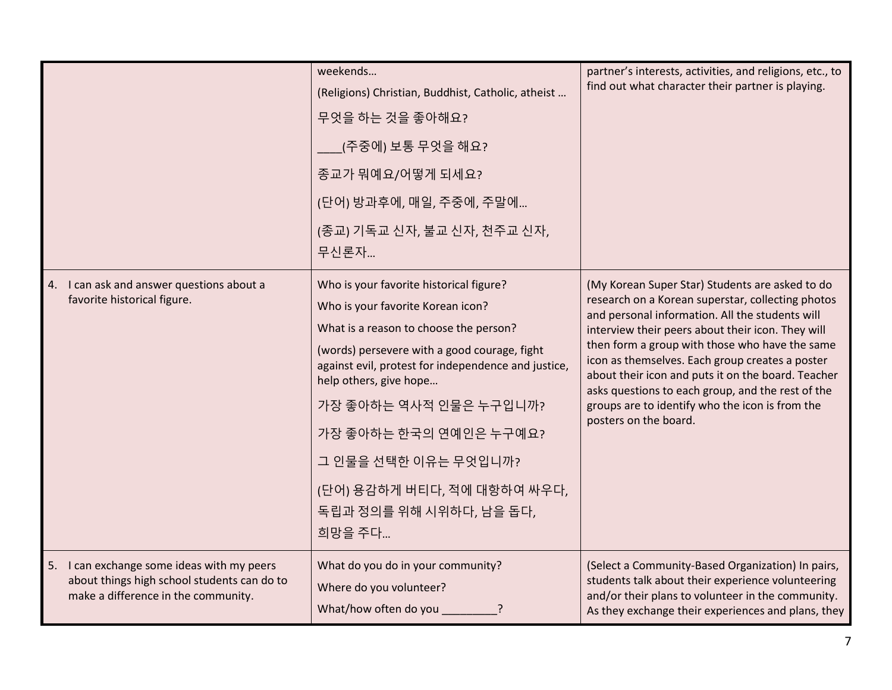| | | |
|---|---|---|
| | weekends…<br>(Religions) Christian, Buddhist, Catholic, atheist …<br>무엇을 하는 것을 좋아해요?<br>____(주중에) 보통 무엇을 해요?<br>종교가 뭐예요/어떻게 되세요?<br>(단어) 방과후에, 매일, 주중에, 주말에…<br>(종교) 기독교 신자, 불교 신자, 천주교 신자, 무신론자… | partner's interests, activities, and religions, etc., to find out what character their partner is playing. |
| 4. I can ask and answer questions about a favorite historical figure. | Who is your favorite historical figure?<br>Who is your favorite Korean icon?<br>What is a reason to choose the person?<br>(words) persevere with a good courage, fight against evil, protest for independence and justice, help others, give hope…<br>가장 좋아하는 역사적 인물은 누구입니까?<br>가장 좋아하는 한국의 연예인은 누구예요?<br>그 인물을 선택한 이유는 무엇입니까?<br>(단어) 용감하게 버티다, 적에 대항하여 싸우다, 독립과 정의를 위해 시위하다, 남을 돕다, 희망을 주다… | (My Korean Super Star) Students are asked to do research on a Korean superstar, collecting photos and personal information. All the students will interview their peers about their icon. They will then form a group with those who have the same icon as themselves. Each group creates a poster about their icon and puts it on the board. Teacher asks questions to each group, and the rest of the groups are to identify who the icon is from the posters on the board. |
| 5. I can exchange some ideas with my peers about things high school students can do to make a difference in the community. | What do you do in your community?<br>Where do you volunteer?<br>What/how often do you _________? | (Select a Community-Based Organization) In pairs, students talk about their experience volunteering and/or their plans to volunteer in the community. As they exchange their experiences and plans, they |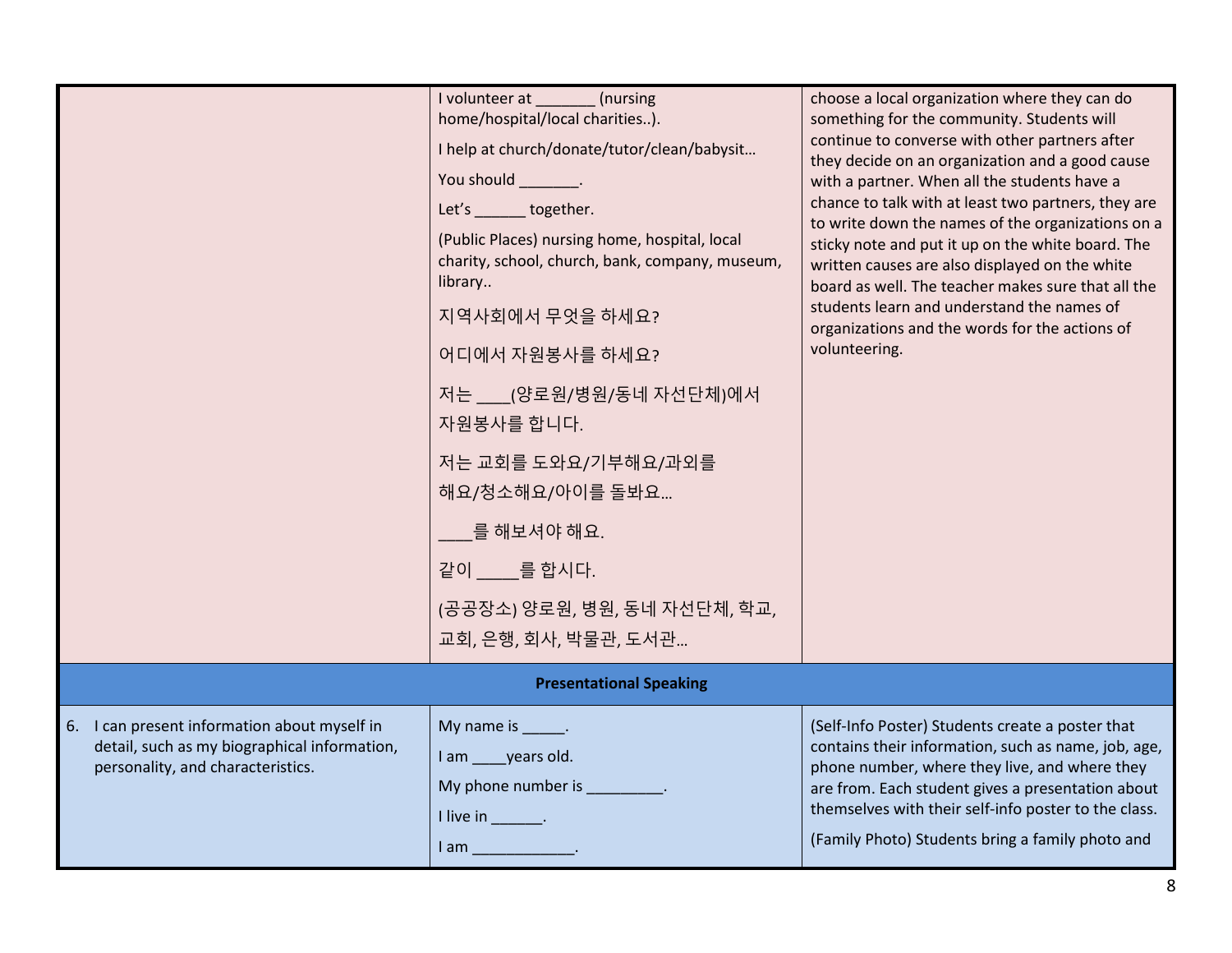| | | |
|---|---|---|
| | I volunteer at _______ (nursing home/hospital/local charities..).<br><br>I help at church/donate/tutor/clean/babysit…<br><br>You should _______.<br><br>Let's ______ together.<br><br>(Public Places) nursing home, hospital, local charity, school, church, bank, company, museum, library..<br><br>지역사회에서 무엇을 하세요?<br><br>어디에서 자원봉사를 하세요?<br><br>저는 ____(양로원/병원/동네 자선단체)에서 자원봉사를 합니다.<br><br>저는 교회를 도와요/기부해요/과외를 해요/청소해요/아이를 돌봐요…<br><br>____를 해보셔야 해요.<br><br>같이 _____를 합시다.<br><br>(공공장소) 양로원, 병원, 동네 자선단체, 학교, 교회, 은행, 회사, 박물관, 도서관… | choose a local organization where they can do something for the community. Students will continue to converse with other partners after they decide on an organization and a good cause with a partner. When all the students have a chance to talk with at least two partners, they are to write down the names of the organizations on a sticky note and put it up on the white board. The written causes are also displayed on the white board as well. The teacher makes sure that all the students learn and understand the names of organizations and the words for the actions of volunteering. |
| **Presentational Speaking** | | |
| 6. I can present information about myself in detail, such as my biographical information, personality, and characteristics. | My name is _____.<br><br>I am ____years old.<br><br>My phone number is _________.<br><br>I live in ______.<br><br>I am ____________. | (Self-Info Poster) Students create a poster that contains their information, such as name, job, age, phone number, where they live, and where they are from. Each student gives a presentation about themselves with their self-info poster to the class.<br><br>(Family Photo) Students bring a family photo and |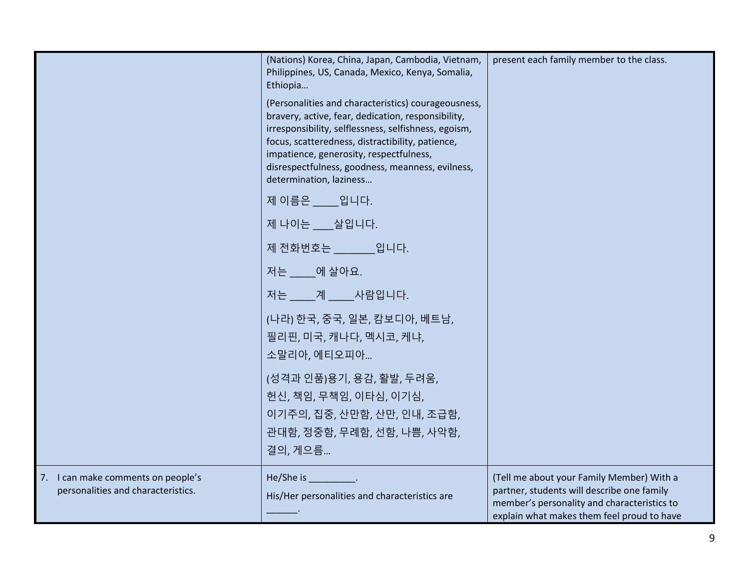| | | |
|---|---|---|
| | (Nations) Korea, China, Japan, Cambodia, Vietnam, Philippines, US, Canada, Mexico, Kenya, Somalia, Ethiopia…<br><br>(Personalities and characteristics) courageousness, bravery, active, fear, dedication, responsibility, irresponsibility, selflessness, selfishness, egoism, focus, scatteredness, distractibility, patience, impatience, generosity, respectfulness, disrespectfulness, goodness, meanness, evilness, determination, laziness…<br><br>제 이름은 _____입니다.<br><br>제 나이는 ____살입니다.<br><br>제 전화번호는 ________입니다.<br><br>저는 _____에 살아요.<br><br>저는 _____계 _____사람입니다.<br><br>(나라) 한국, 중국, 일본, 캄보디아, 베트남, 필리핀, 미국, 캐나다, 멕시코, 케냐, 소말리아, 에티오피아…<br><br>(성격과 인품)용기, 용감, 활발, 두려움, 헌신, 책임, 무책임, 이타심, 이기심, 이기주의, 집중, 산만함, 산만, 인내, 조급함, 관대함, 정중함, 무례함, 선함, 나쁨, 사악함, 결의, 게으름… | present each family member to the class. |
| 7. I can make comments on people's personalities and characteristics. | He/She is _________.<br><br>His/Her personalities and characteristics are ______. | (Tell me about your Family Member) With a partner, students will describe one family member's personality and characteristics to explain what makes them feel proud to have |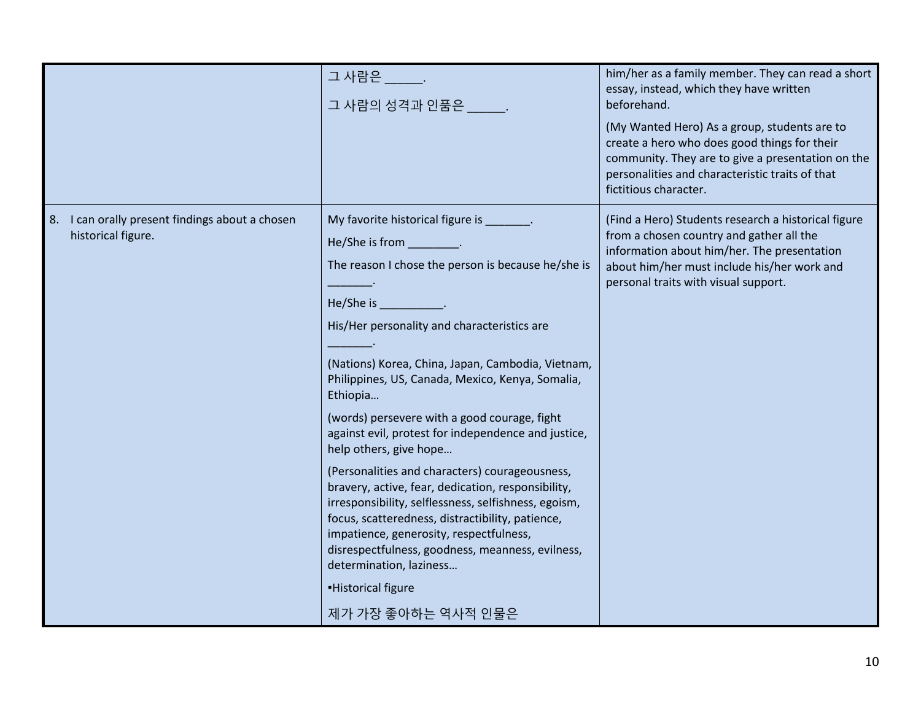| | | |
|---|---|---|
| | 그 사람은 ______.<br><br>그 사람의 성격과 인품은 ______. | him/her as a family member. They can read a short essay, instead, which they have written beforehand.<br><br>(My Wanted Hero) As a group, students are to create a hero who does good things for their community. They are to give a presentation on the personalities and characteristic traits of that fictitious character. |
| 8. I can orally present findings about a chosen historical figure. | My favorite historical figure is _______.<br><br>He/She is from ________.<br><br>The reason I chose the person is because he/she is _______.<br><br>He/She is __________.<br><br>His/Her personality and characteristics are _______.<br><br>(Nations) Korea, China, Japan, Cambodia, Vietnam, Philippines, US, Canada, Mexico, Kenya, Somalia, Ethiopia…<br><br>(words) persevere with a good courage, fight against evil, protest for independence and justice, help others, give hope…<br><br>(Personalities and characters) courageousness, bravery, active, fear, dedication, responsibility, irresponsibility, selflessness, selfishness, egoism, focus, scatteredness, distractibility, patience, impatience, generosity, respectfulness, disrespectfulness, goodness, meanness, evilness, determination, laziness…<br><br>▪Historical figure<br><br>제가 가장 좋아하는 역사적 인물은 | (Find a Hero) Students research a historical figure from a chosen country and gather all the information about him/her. The presentation about him/her must include his/her work and personal traits with visual support. |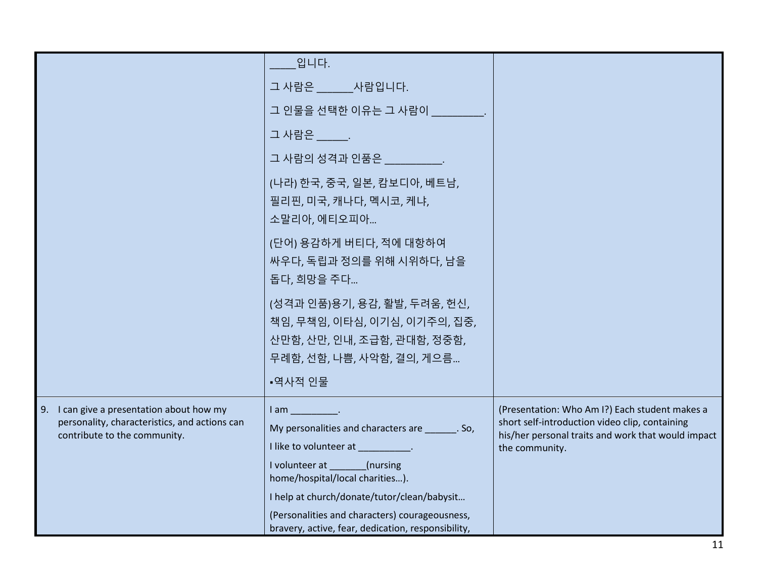| | | |
|---|---|---|
| | _____입니다.<br>그 사람은 _______사람입니다.<br>그 인물을 선택한 이유는 그 사람이 _________.<br>그 사람은 ______.<br>그 사람의 성격과 인품은 __________.<br>(나라) 한국, 중국, 일본, 캄보디아, 베트남, 필리핀, 미국, 캐나다, 멕시코, 케냐, 소말리아, 에티오피아…<br>(단어) 용감하게 버티다, 적에 대항하여 싸우다, 독립과 정의를 위해 시위하다, 남을 돕다, 희망을 주다…<br>(성격과 인품)용기, 용감, 활발, 두려움, 헌신, 책임, 무책임, 이타심, 이기심, 이기주의, 집중, 산만함, 산만, 인내, 조급함, 관대함, 정중함, 무례함, 선함, 나쁨, 사악함, 결의, 게으름…<br>▪역사적 인물 | |
| 9. I can give a presentation about how my personality, characteristics, and actions can contribute to the community. | I am _________.<br>My personalities and characters are ______. So,<br>I like to volunteer at __________.<br>I volunteer at _______(nursing home/hospital/local charities…).<br>I help at church/donate/tutor/clean/babysit…<br>(Personalities and characters) courageousness, bravery, active, fear, dedication, responsibility, | (Presentation: Who Am I?) Each student makes a short self-introduction video clip, containing his/her personal traits and work that would impact the community. |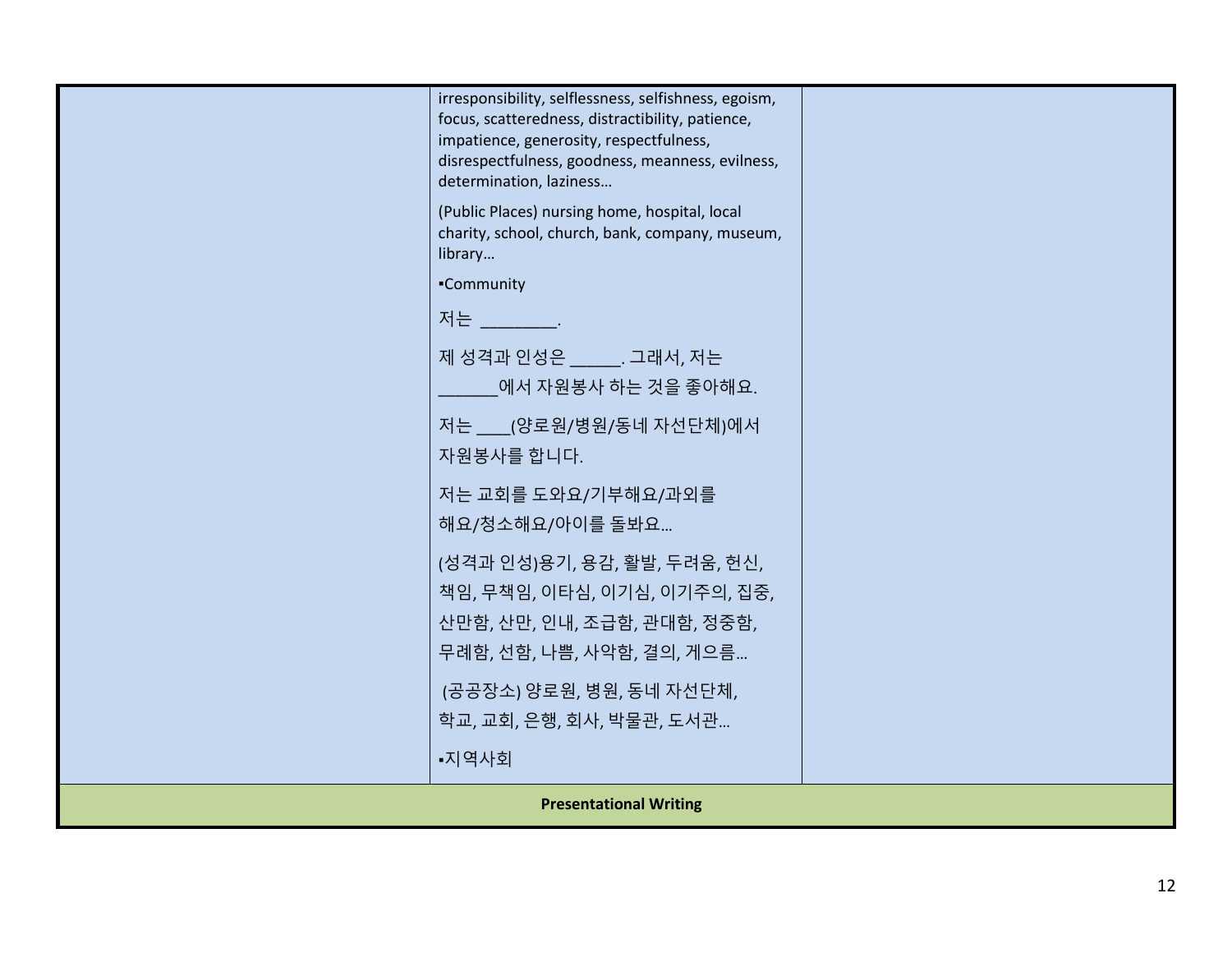| | | |
|---|---|---|
| | irresponsibility, selflessness, selfishness, egoism, focus, scatteredness, distractibility, patience, impatience, generosity, respectfulness, disrespectfulness, goodness, meanness, evilness, determination, laziness…<br><br>(Public Places) nursing home, hospital, local charity, school, church, bank, company, museum, library…<br><br>▪Community<br><br>저는 ________.<br><br>제 성격과 인성은 ______. 그래서, 저는 _______에서 자원봉사 하는 것을 좋아해요.<br><br>저는 ____(양로원/병원/동네 자선단체)에서 자원봉사를 합니다.<br><br>저는 교회를 도와요/기부해요/과외를 해요/청소해요/아이를 돌봐요…<br><br>(성격과 인성)용기, 용감, 활발, 두려움, 헌신, 책임, 무책임, 이타심, 이기심, 이기주의, 집중, 산만함, 산만, 인내, 조급함, 관대함, 정중함, 무례함, 선함, 나쁨, 사악함, 결의, 게으름…<br><br>(공공장소) 양로원, 병원, 동네 자선단체, 학교, 교회, 은행, 회사, 박물관, 도서관…<br><br>▪지역사회 | |
| **Presentational Writing** | | |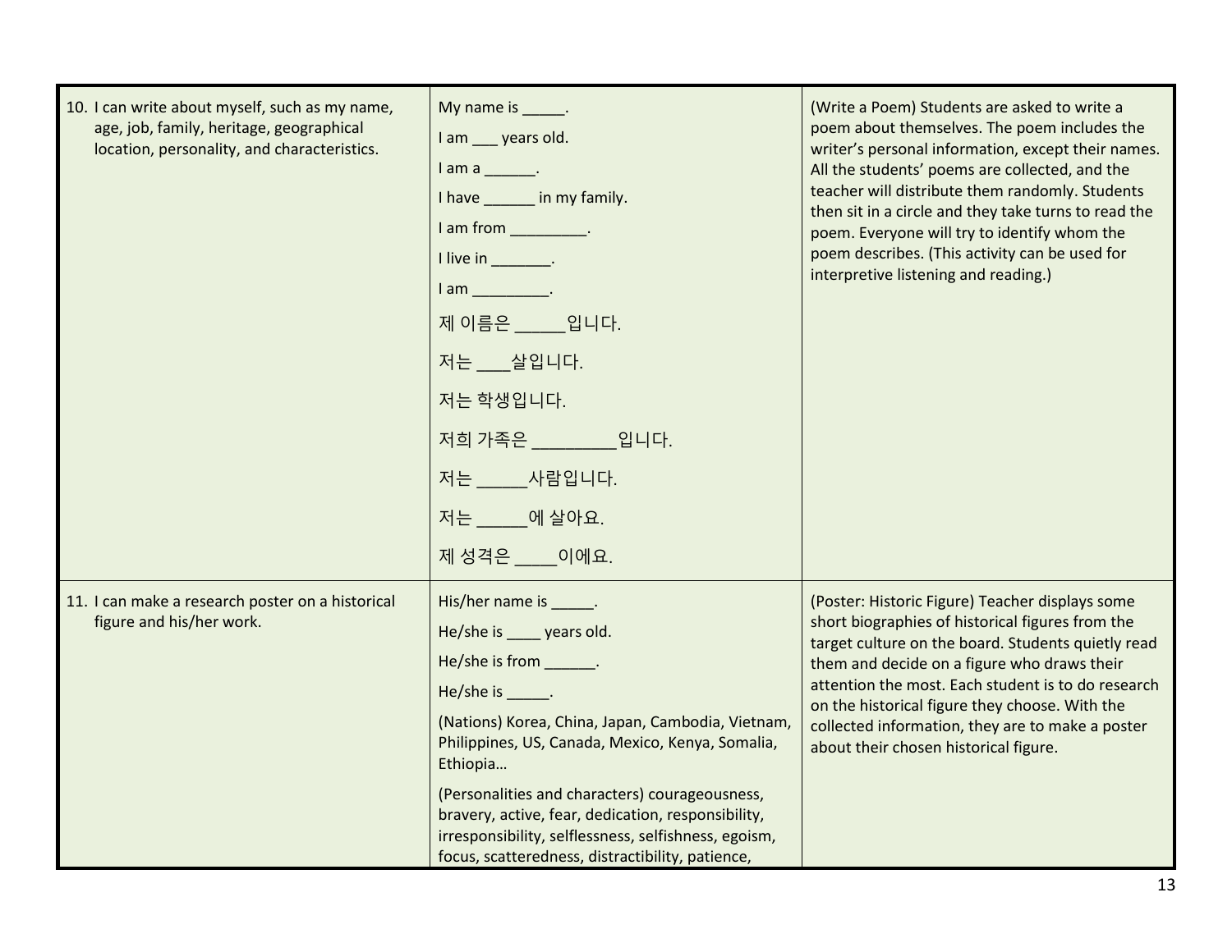| | | |
|---|---|---|
| 10. I can write about myself, such as my name, age, job, family, heritage, geographical location, personality, and characteristics. | My name is _____.<br>I am ___ years old.<br>I am a ______.<br>I have ______ in my family.<br>I am from _________.<br>I live in _______.<br>I am _________.<br>제 이름은 ______입니다.<br>저는 ____살입니다.<br>저는 학생입니다.<br>저희 가족은 _________입니다.<br>저는 ______사람입니다.<br>저는 ______에 살아요.<br>제 성격은 _____이에요. | (Write a Poem) Students are asked to write a poem about themselves. The poem includes the writer's personal information, except their names. All the students' poems are collected, and the teacher will distribute them randomly. Students then sit in a circle and they take turns to read the poem. Everyone will try to identify whom the poem describes. (This activity can be used for interpretive listening and reading.) |
| 11. I can make a research poster on a historical figure and his/her work. | His/her name is _____.<br>He/she is ____ years old.<br>He/she is from ______.<br>He/she is _____.<br>(Nations) Korea, China, Japan, Cambodia, Vietnam, Philippines, US, Canada, Mexico, Kenya, Somalia, Ethiopia…<br>(Personalities and characters) courageousness, bravery, active, fear, dedication, responsibility, irresponsibility, selflessness, selfishness, egoism, focus, scatteredness, distractibility, patience, | (Poster: Historic Figure) Teacher displays some short biographies of historical figures from the target culture on the board. Students quietly read them and decide on a figure who draws their attention the most. Each student is to do research on the historical figure they choose. With the collected information, they are to make a poster about their chosen historical figure. |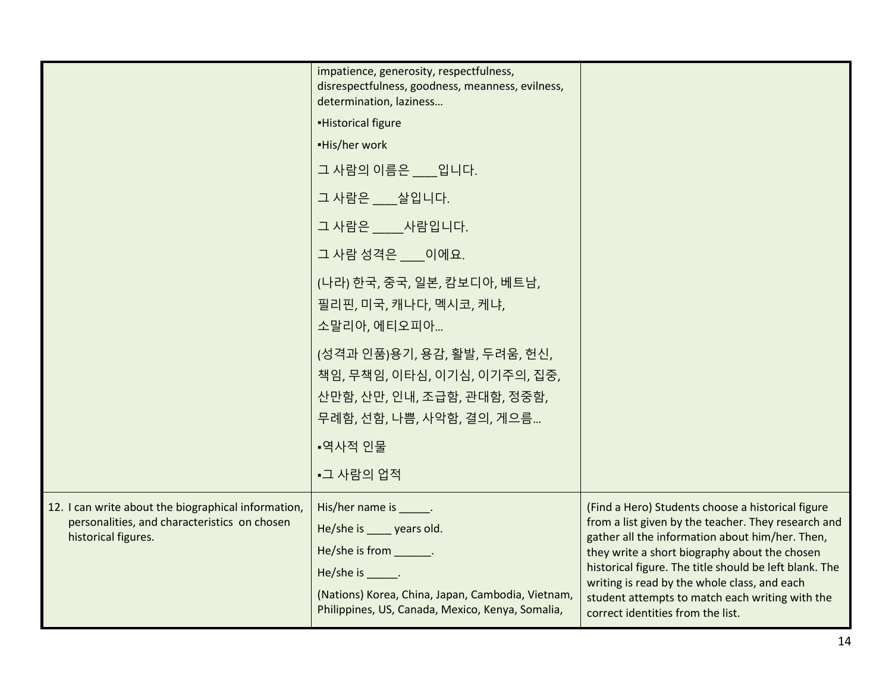| | | |
|---|---|---|
| | impatience, generosity, respectfulness, disrespectfulness, goodness, meanness, evilness, determination, laziness…<br>▪Historical figure<br>▪His/her work<br>그 사람의 이름은 ____입니다.<br>그 사람은 ____살입니다.<br>그 사람은 _____사람입니다.<br>그 사람 성격은 ____이에요.<br>(나라) 한국, 중국, 일본, 캄보디아, 베트남, 필리핀, 미국, 캐나다, 멕시코, 케냐, 소말리아, 에티오피아…<br>(성격과 인품)용기, 용감, 활발, 두려움, 헌신, 책임, 무책임, 이타심, 이기심, 이기주의, 집중, 산만함, 산만, 인내, 조급함, 관대함, 정중함, 무례함, 선함, 나쁨, 사악함, 결의, 게으름…<br>▪역사적 인물<br>▪그 사람의 업적 | |
| 12. I can write about the biographical information, personalities, and characteristics on chosen historical figures. | His/her name is _____.<br>He/she is ____ years old.<br>He/she is from ______.<br>He/she is _____.<br>(Nations) Korea, China, Japan, Cambodia, Vietnam, Philippines, US, Canada, Mexico, Kenya, Somalia, | (Find a Hero) Students choose a historical figure from a list given by the teacher. They research and gather all the information about him/her. Then, they write a short biography about the chosen historical figure. The title should be left blank. The writing is read by the whole class, and each student attempts to match each writing with the correct identities from the list. |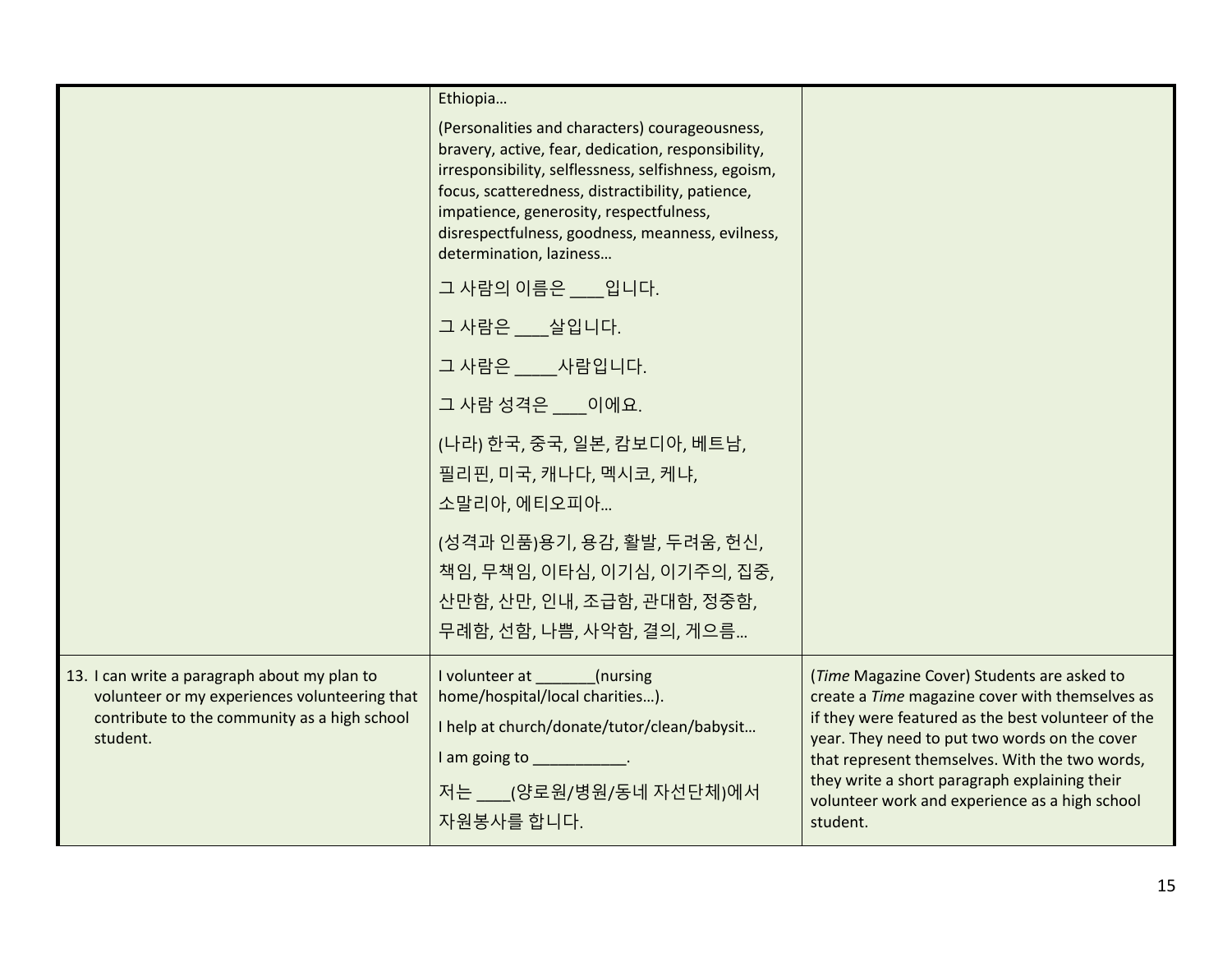| | | |
|---|---|---|
| | Ethiopia…<br><br>(Personalities and characters) courageousness, bravery, active, fear, dedication, responsibility, irresponsibility, selflessness, selfishness, egoism, focus, scatteredness, distractibility, patience, impatience, generosity, respectfulness, disrespectfulness, goodness, meanness, evilness, determination, laziness…<br><br>그 사람의 이름은 ____입니다.<br><br>그 사람은 ____살입니다.<br><br>그 사람은 _____사람입니다.<br><br>그 사람 성격은 ____이에요.<br><br>(나라) 한국, 중국, 일본, 캄보디아, 베트남, 필리핀, 미국, 캐나다, 멕시코, 케냐, 소말리아, 에티오피아…<br><br>(성격과 인품)용기, 용감, 활발, 두려움, 헌신, 책임, 무책임, 이타심, 이기심, 이기주의, 집중, 산만함, 산만, 인내, 조급함, 관대함, 정중함, 무례함, 선함, 나쁨, 사악함, 결의, 게으름… | |
| 13. I can write a paragraph about my plan to volunteer or my experiences volunteering that contribute to the community as a high school student. | I volunteer at _______(nursing home/hospital/local charities…).<br><br>I help at church/donate/tutor/clean/babysit…<br><br>I am going to ___________.<br><br>저는 ____(양로원/병원/동네 자선단체)에서 자원봉사를 합니다. | (*Time* Magazine Cover) Students are asked to create a *Time* magazine cover with themselves as if they were featured as the best volunteer of the year. They need to put two words on the cover that represent themselves. With the two words, they write a short paragraph explaining their volunteer work and experience as a high school student. |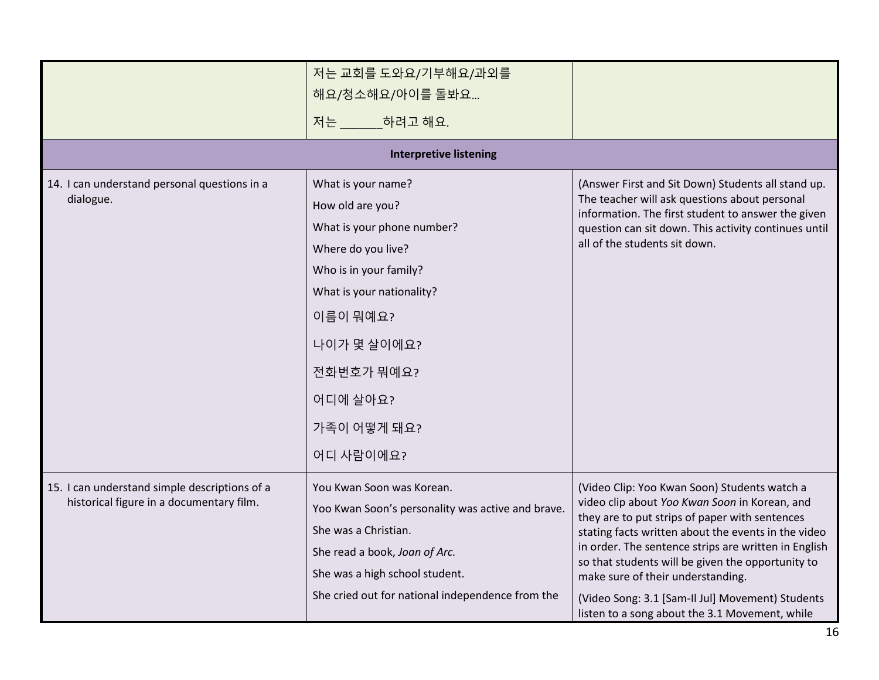| | | |
|---|---|---|
| | 저는 교회를 도와요/기부해요/과외를 해요/청소해요/아이를 돌봐요… <br><br> 저는 ______하려고 해요. | |
| **Interpretive listening** | | |
| 14. I can understand personal questions in a dialogue. | What is your name? <br> How old are you? <br> What is your phone number? <br> Where do you live? <br> Who is in your family? <br> What is your nationality? <br> 이름이 뭐예요? <br> 나이가 몇 살이에요? <br> 전화번호가 뭐예요? <br> 어디에 살아요? <br> 가족이 어떻게 돼요? <br> 어디 사람이에요? | (Answer First and Sit Down) Students all stand up. The teacher will ask questions about personal information. The first student to answer the given question can sit down. This activity continues until all of the students sit down. |
| 15. I can understand simple descriptions of a historical figure in a documentary film. | You Kwan Soon was Korean. <br> Yoo Kwan Soon's personality was active and brave. <br> She was a Christian. <br> She read a book, *Joan of Arc.* <br> She was a high school student. <br> She cried out for national independence from the | (Video Clip: Yoo Kwan Soon) Students watch a video clip about *Yoo Kwan Soon* in Korean, and they are to put strips of paper with sentences stating facts written about the events in the video in order. The sentence strips are written in English so that students will be given the opportunity to make sure of their understanding. <br><br> (Video Song: 3.1 [Sam-Il Jul] Movement) Students listen to a song about the 3.1 Movement, while |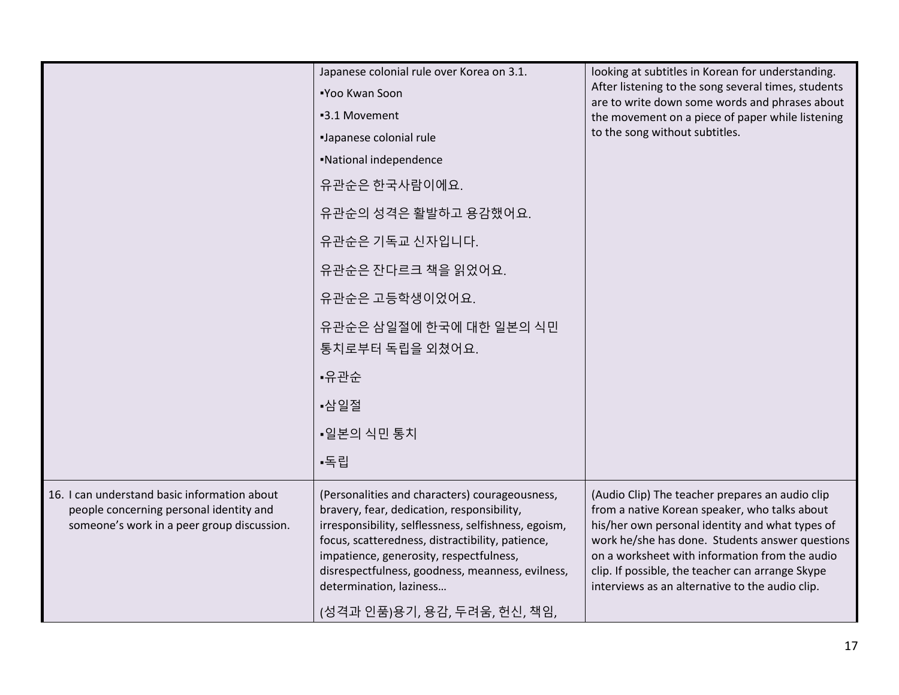| | | |
|---|---|---|
| | Japanese colonial rule over Korea on 3.1.<br>▪Yoo Kwan Soon<br>▪3.1 Movement<br>▪Japanese colonial rule<br>▪National independence<br>유관순은 한국사람이에요.<br>유관순의 성격은 활발하고 용감했어요.<br>유관순은 기독교 신자입니다.<br>유관순은 잔다르크 책을 읽었어요.<br>유관순은 고등학생이었어요.<br>유관순은 삼일절에 한국에 대한 일본의 식민 통치로부터 독립을 외쳤어요.<br>▪유관순<br>▪삼일절<br>▪일본의 식민 통치<br>▪독립 | looking at subtitles in Korean for understanding. After listening to the song several times, students are to write down some words and phrases about the movement on a piece of paper while listening to the song without subtitles. |
| 16. I can understand basic information about people concerning personal identity and someone's work in a peer group discussion. | (Personalities and characters) courageousness, bravery, fear, dedication, responsibility, irresponsibility, selflessness, selfishness, egoism, focus, scatteredness, distractibility, patience, impatience, generosity, respectfulness, disrespectfulness, goodness, meanness, evilness, determination, laziness…<br>(성격과 인품)용기, 용감, 두려움, 헌신, 책임, | (Audio Clip) The teacher prepares an audio clip from a native Korean speaker, who talks about his/her own personal identity and what types of work he/she has done. Students answer questions on a worksheet with information from the audio clip. If possible, the teacher can arrange Skype interviews as an alternative to the audio clip. |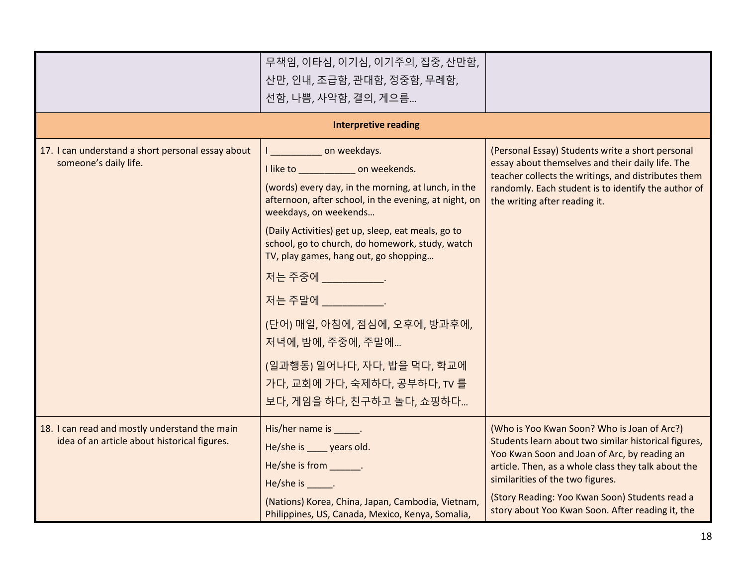| | | |
|---|---|---|
| | 무책임, 이타심, 이기심, 이기주의, 집중, 산만함, 산만, 인내, 조급함, 관대함, 정중함, 무례함, 선함, 나쁨, 사악함, 결의, 게으름… | |
| **Interpretive reading** | | |
| 17. I can understand a short personal essay about someone's daily life. | I __________ on weekdays.<br><br>I like to ___________ on weekends.<br><br>(words) every day, in the morning, at lunch, in the afternoon, after school, in the evening, at night, on weekdays, on weekends…<br><br>(Daily Activities) get up, sleep, eat meals, go to school, go to church, do homework, study, watch TV, play games, hang out, go shopping…<br><br>저는 주중에 ___________.<br><br>저는 주말에 ___________.<br><br>(단어) 매일, 아침에, 점심에, 오후에, 방과후에, 저녁에, 밤에, 주중에, 주말에…<br><br>(일과행동) 일어나다, 자다, 밥을 먹다, 학교에 가다, 교회에 가다, 숙제하다, 공부하다, TV 를 보다, 게임을 하다, 친구하고 놀다, 쇼핑하다… | (Personal Essay) Students write a short personal essay about themselves and their daily life. The teacher collects the writings, and distributes them randomly. Each student is to identify the author of the writing after reading it. |
| 18. I can read and mostly understand the main idea of an article about historical figures. | His/her name is _____.<br><br>He/she is ____ years old.<br><br>He/she is from ______.<br><br>He/she is _____.<br><br>(Nations) Korea, China, Japan, Cambodia, Vietnam, Philippines, US, Canada, Mexico, Kenya, Somalia, | (Who is Yoo Kwan Soon? Who is Joan of Arc?) Students learn about two similar historical figures, Yoo Kwan Soon and Joan of Arc, by reading an article. Then, as a whole class they talk about the similarities of the two figures.<br><br>(Story Reading: Yoo Kwan Soon) Students read a story about Yoo Kwan Soon. After reading it, the |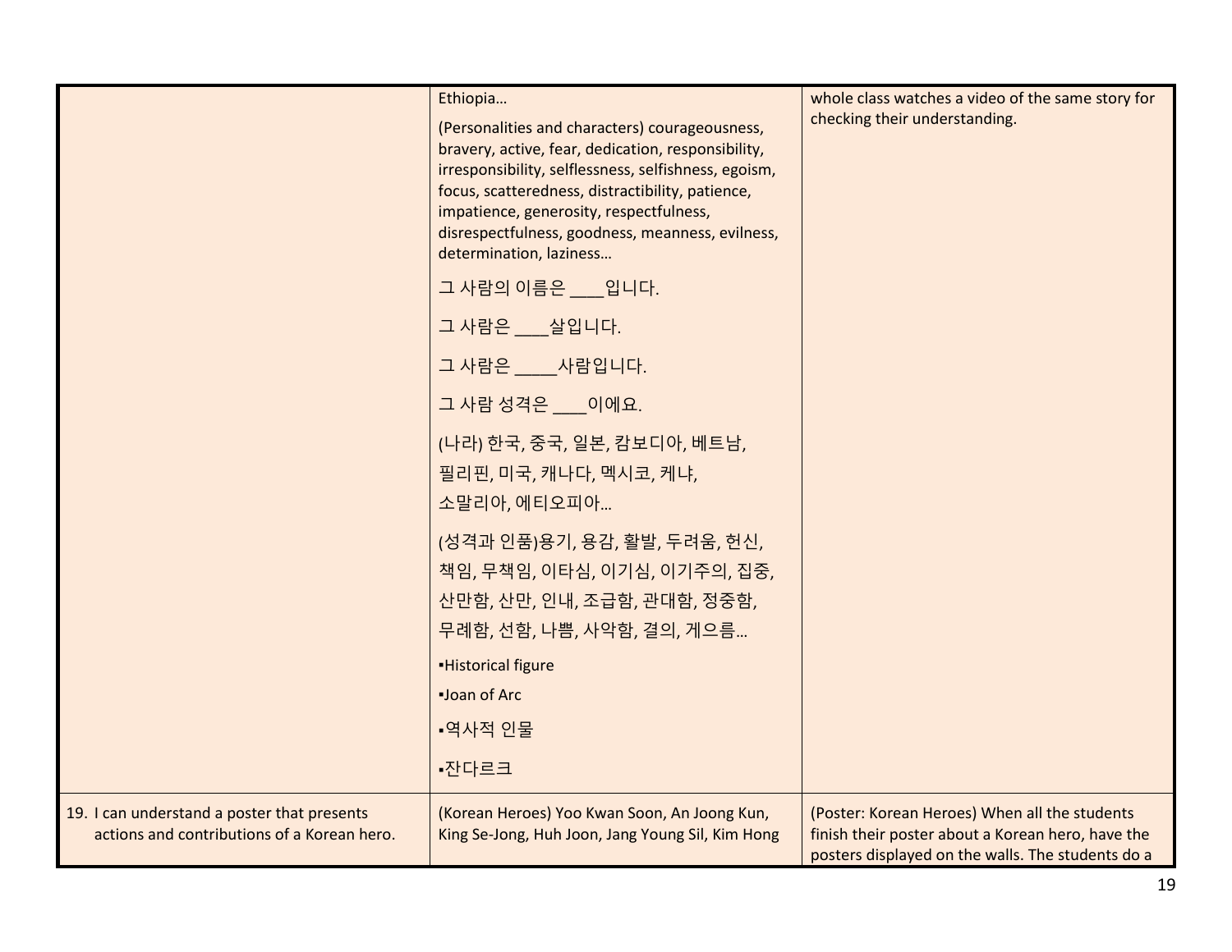| | | |
|---|---|---|
| | Ethiopia…<br>(Personalities and characters) courageousness, bravery, active, fear, dedication, responsibility, irresponsibility, selflessness, selfishness, egoism, focus, scatteredness, distractibility, patience, impatience, generosity, respectfulness, disrespectfulness, goodness, meanness, evilness, determination, laziness…<br>그 사람의 이름은 ____입니다.<br>그 사람은 ____살입니다.<br>그 사람은 _____사람입니다.<br>그 사람 성격은 ____이에요.<br>(나라) 한국, 중국, 일본, 캄보디아, 베트남, 필리핀, 미국, 캐나다, 멕시코, 케냐, 소말리아, 에티오피아…<br>(성격과 인품)용기, 용감, 활발, 두려움, 헌신, 책임, 무책임, 이타심, 이기심, 이기주의, 집중, 산만함, 산만, 인내, 조급함, 관대함, 정중함, 무례함, 선함, 나쁨, 사악함, 결의, 게으름…<br>▪Historical figure<br>▪Joan of Arc<br>▪역사적 인물<br>▪잔다르크 | whole class watches a video of the same story for checking their understanding. |
| 19. I can understand a poster that presents actions and contributions of a Korean hero. | (Korean Heroes) Yoo Kwan Soon, An Joong Kun, King Se-Jong, Huh Joon, Jang Young Sil, Kim Hong | (Poster: Korean Heroes) When all the students finish their poster about a Korean hero, have the posters displayed on the walls. The students do a |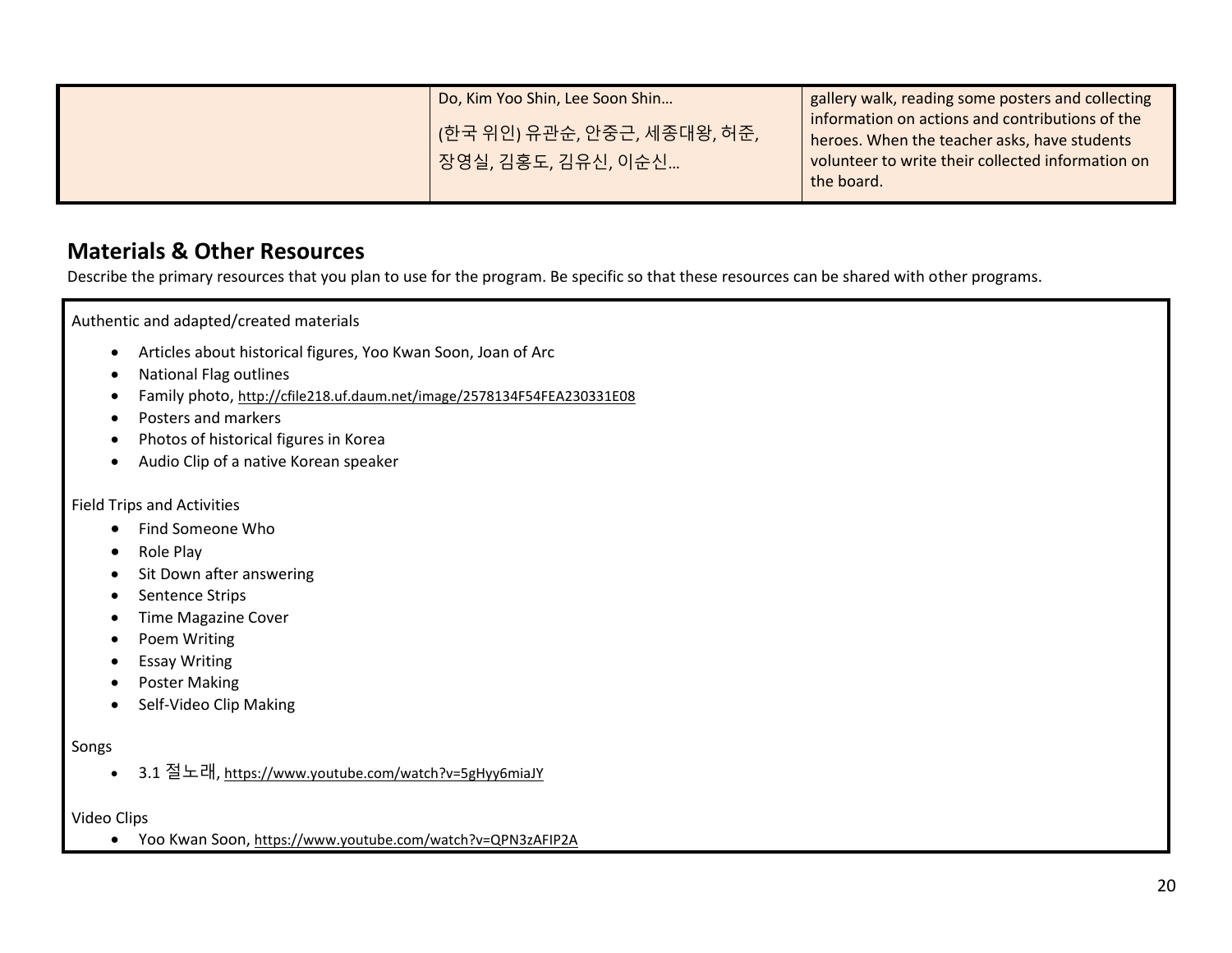| | Do, Kim Yoo Shin, Lee Soon Shin…<br>(한국 위인) 유관순, 안중근, 세종대왕, 허준, 장영실, 김홍도, 김유신, 이순신… | gallery walk, reading some posters and collecting information on actions and contributions of the heroes. When the teacher asks, have students volunteer to write their collected information on the board. |
|---|---|---|

## Materials & Other Resources

Describe the primary resources that you plan to use for the program. Be specific so that these resources can be shared with other programs.

Authentic and adapted/created materials

- Articles about historical figures, Yoo Kwan Soon, Joan of Arc
- National Flag outlines
- Family photo, http://cfile218.uf.daum.net/image/2578134F54FEA230331E08
- Posters and markers
- Photos of historical figures in Korea
- Audio Clip of a native Korean speaker

Field Trips and Activities

- Find Someone Who
- Role Play
- Sit Down after answering
- Sentence Strips
- Time Magazine Cover
- Poem Writing
- Essay Writing
- Poster Making
- Self-Video Clip Making

Songs

- 3.1 절노래, https://www.youtube.com/watch?v=5gHyy6miaJY

Video Clips

- Yoo Kwan Soon, https://www.youtube.com/watch?v=QPN3zAFIP2A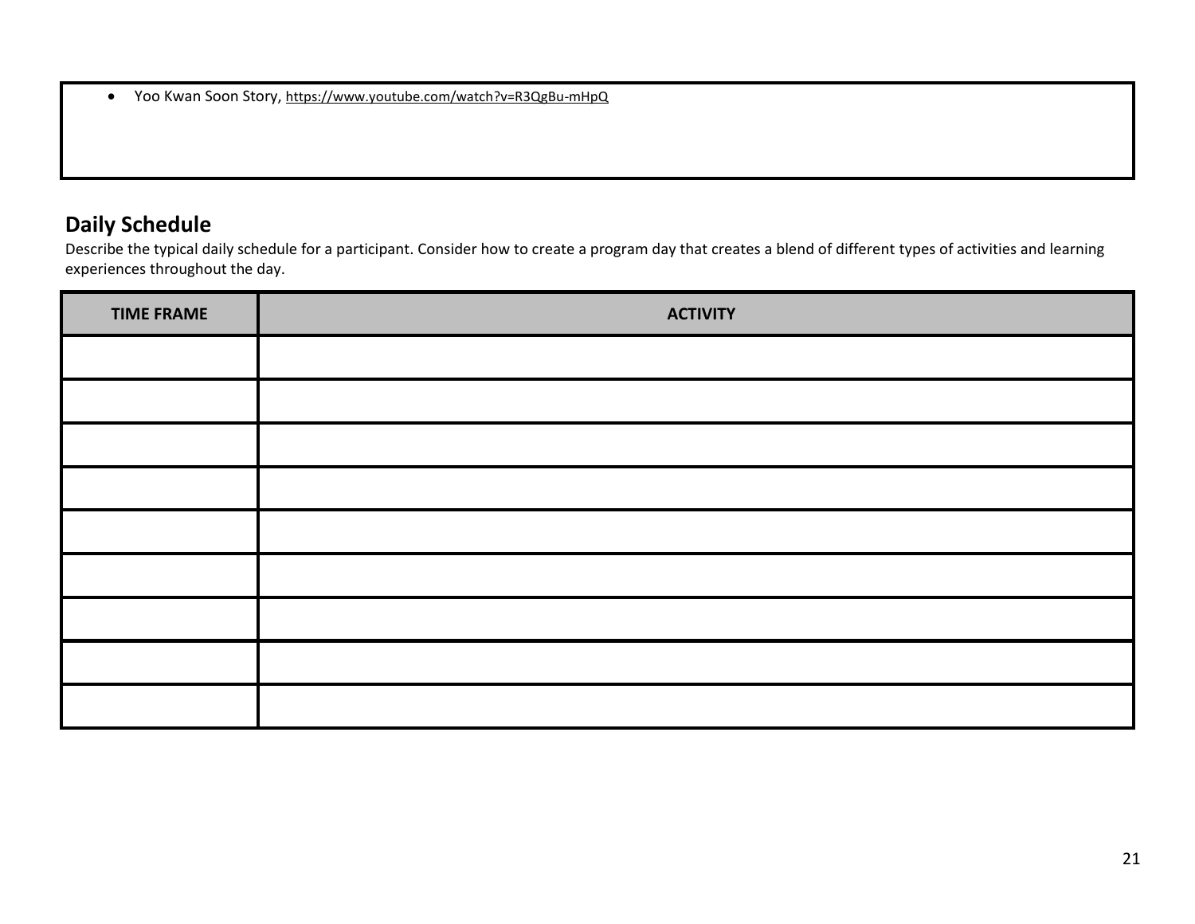- Yoo Kwan Soon Story, https://www.youtube.com/watch?v=R3QgBu-mHpQ

## Daily Schedule

Describe the typical daily schedule for a participant. Consider how to create a program day that creates a blend of different types of activities and learning experiences throughout the day.

| TIME FRAME | ACTIVITY |
|---|---|
| | |
| | |
| | |
| | |
| | |
| | |
| | |
| | |
| | |